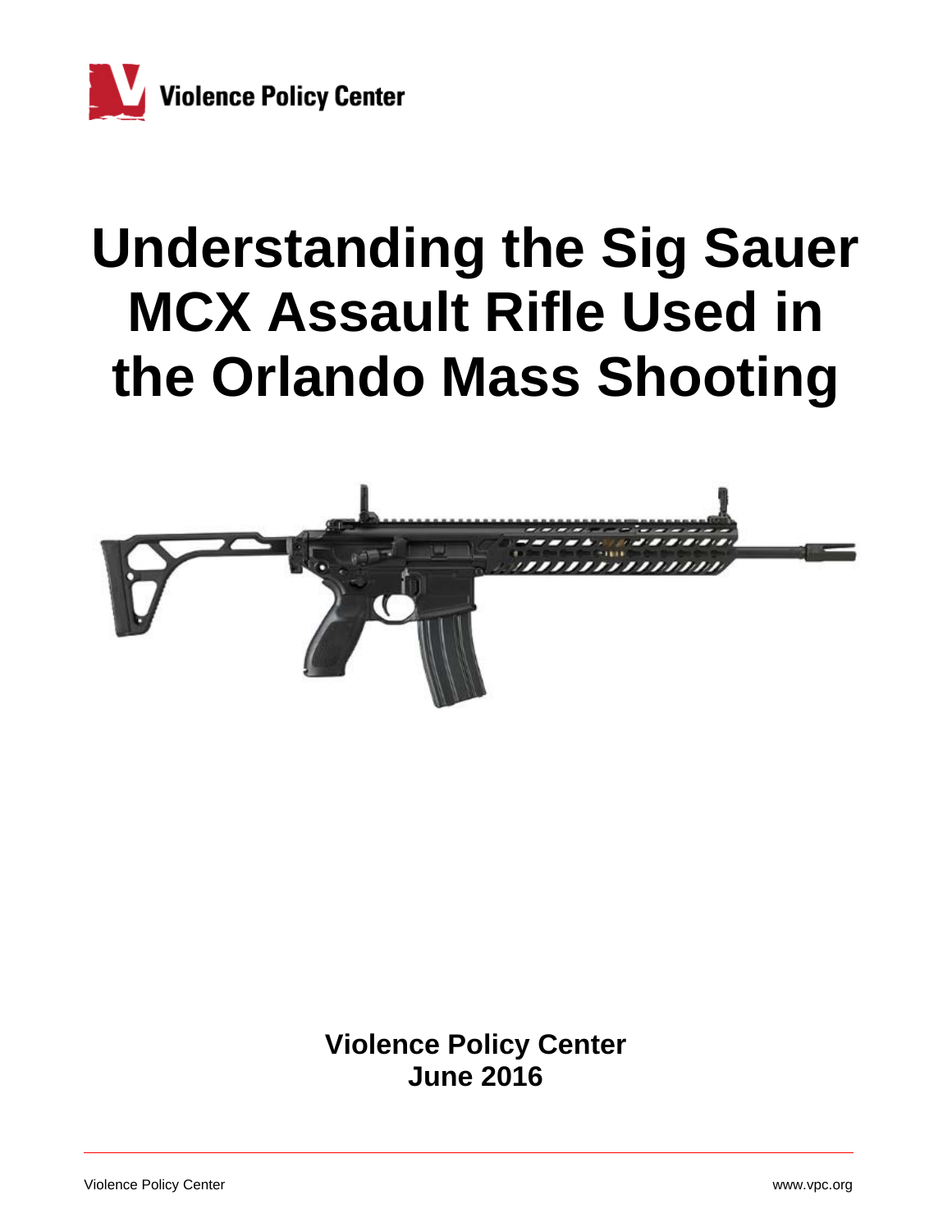Violence Policy Center

# Understanding the Sig Sauer MCX Assault Rifle Used in the Orlando Mass Shooting

**Violence Policy Center**
**June 2016**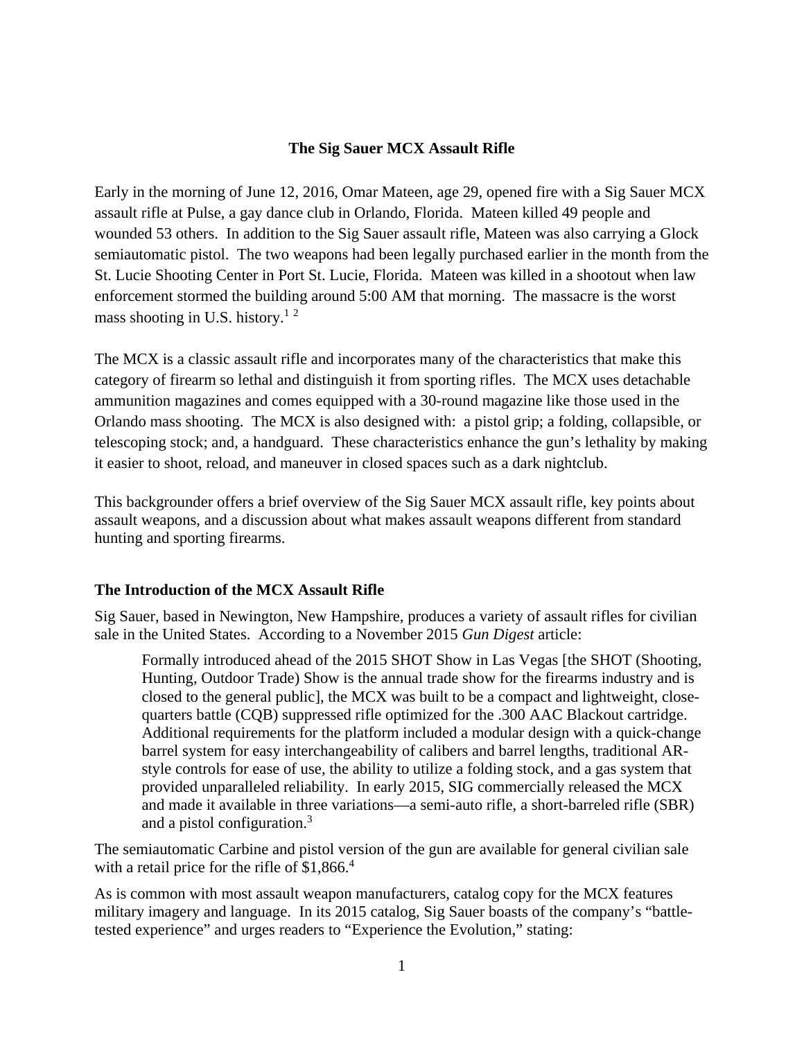**The Sig Sauer MCX Assault Rifle**

Early in the morning of June 12, 2016, Omar Mateen, age 29, opened fire with a Sig Sauer MCX assault rifle at Pulse, a gay dance club in Orlando, Florida. Mateen killed 49 people and wounded 53 others. In addition to the Sig Sauer assault rifle, Mateen was also carrying a Glock semiautomatic pistol. The two weapons had been legally purchased earlier in the month from the St. Lucie Shooting Center in Port St. Lucie, Florida. Mateen was killed in a shootout when law enforcement stormed the building around 5:00 AM that morning. The massacre is the worst mass shooting in U.S. history.[1 2]

The MCX is a classic assault rifle and incorporates many of the characteristics that make this category of firearm so lethal and distinguish it from sporting rifles. The MCX uses detachable ammunition magazines and comes equipped with a 30-round magazine like those used in the Orlando mass shooting. The MCX is also designed with: a pistol grip; a folding, collapsible, or telescoping stock; and, a handguard. These characteristics enhance the gun's lethality by making it easier to shoot, reload, and maneuver in closed spaces such as a dark nightclub.

This backgrounder offers a brief overview of the Sig Sauer MCX assault rifle, key points about assault weapons, and a discussion about what makes assault weapons different from standard hunting and sporting firearms.

## The Introduction of the MCX Assault Rifle

Sig Sauer, based in Newington, New Hampshire, produces a variety of assault rifles for civilian sale in the United States. According to a November 2015 *Gun Digest* article:

> Formally introduced ahead of the 2015 SHOT Show in Las Vegas [the SHOT (Shooting, Hunting, Outdoor Trade) Show is the annual trade show for the firearms industry and is closed to the general public], the MCX was built to be a compact and lightweight, close-quarters battle (CQB) suppressed rifle optimized for the .300 AAC Blackout cartridge. Additional requirements for the platform included a modular design with a quick-change barrel system for easy interchangeability of calibers and barrel lengths, traditional AR-style controls for ease of use, the ability to utilize a folding stock, and a gas system that provided unparalleled reliability. In early 2015, SIG commercially released the MCX and made it available in three variations—a semi-auto rifle, a short-barreled rifle (SBR) and a pistol configuration.[3]

The semiautomatic Carbine and pistol version of the gun are available for general civilian sale with a retail price for the rifle of $1,866.[4]

As is common with most assault weapon manufacturers, catalog copy for the MCX features military imagery and language. In its 2015 catalog, Sig Sauer boasts of the company's "battle-tested experience" and urges readers to "Experience the Evolution," stating: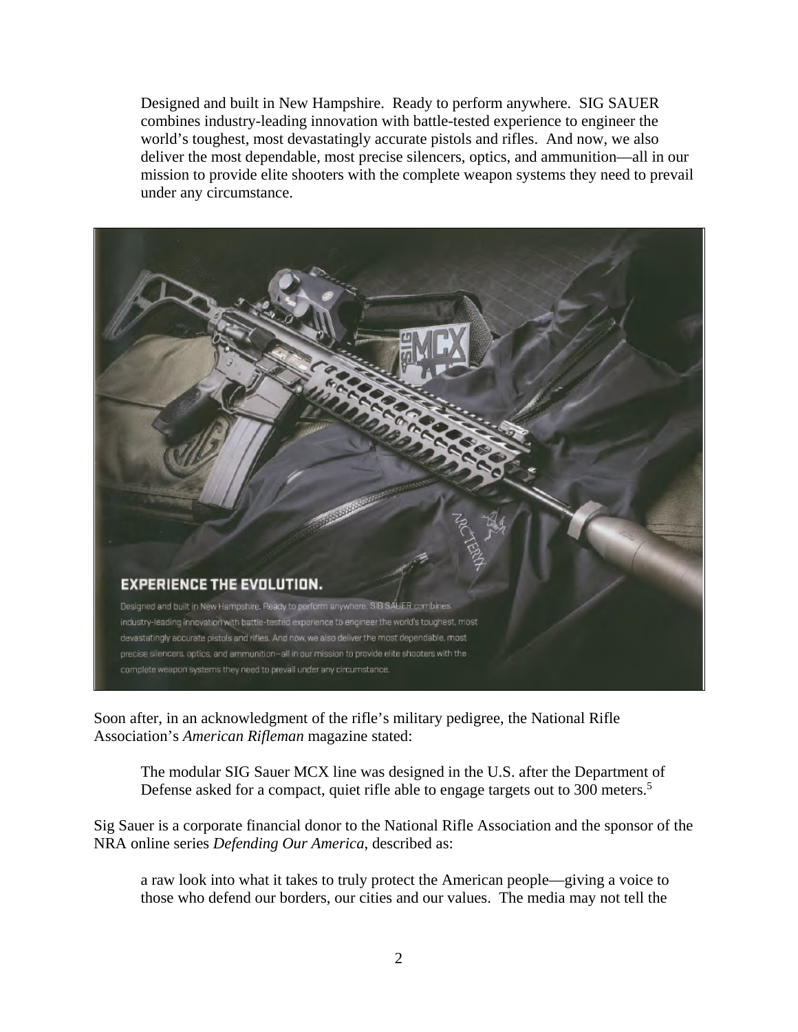> Designed and built in New Hampshire. Ready to perform anywhere. SIG SAUER combines industry-leading innovation with battle-tested experience to engineer the world's toughest, most devastatingly accurate pistols and rifles. And now, we also deliver the most dependable, most precise silencers, optics, and ammunition—all in our mission to provide elite shooters with the complete weapon systems they need to prevail under any circumstance.

Soon after, in an acknowledgment of the rifle's military pedigree, the National Rifle Association's *American Rifleman* magazine stated:

> The modular SIG Sauer MCX line was designed in the U.S. after the Department of Defense asked for a compact, quiet rifle able to engage targets out to 300 meters.[5]

Sig Sauer is a corporate financial donor to the National Rifle Association and the sponsor of the NRA online series *Defending Our America*, described as:

> a raw look into what it takes to truly protect the American people—giving a voice to those who defend our borders, our cities and our values. The media may not tell the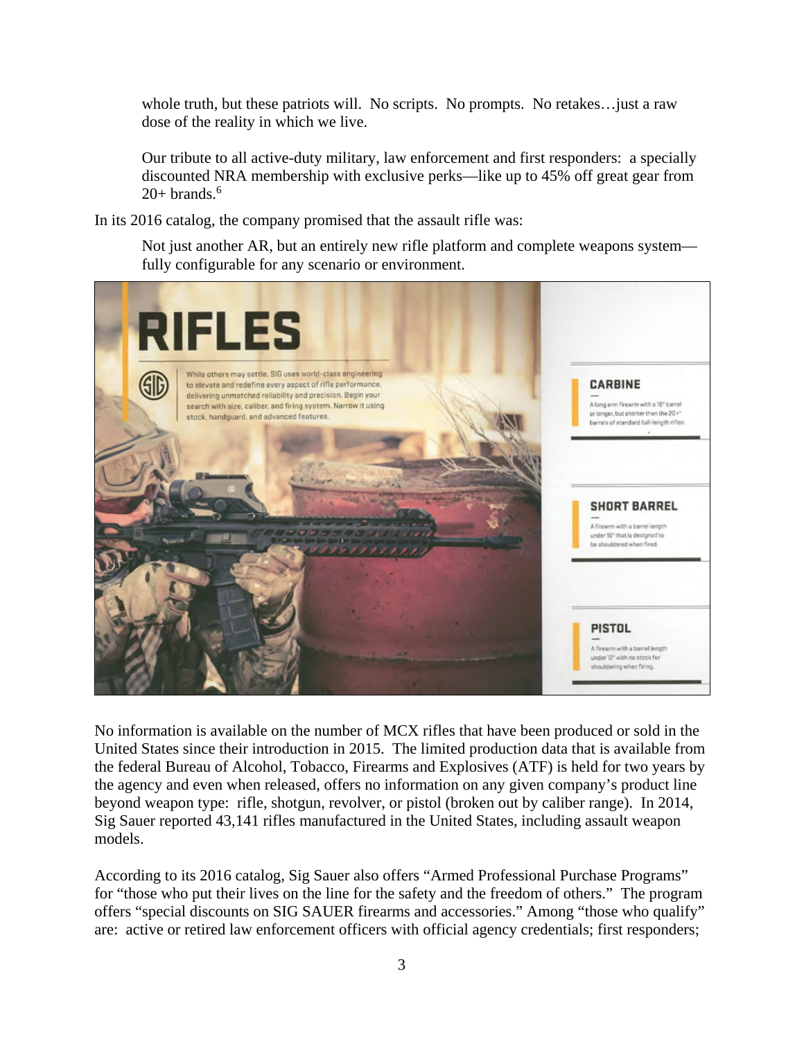whole truth, but these patriots will. No scripts. No prompts. No retakes…just a raw dose of the reality in which we live.

> Our tribute to all active-duty military, law enforcement and first responders: a specially discounted NRA membership with exclusive perks—like up to 45% off great gear from 20+ brands.[6]

In its 2016 catalog, the company promised that the assault rifle was:

> Not just another AR, but an entirely new rifle platform and complete weapons system—fully configurable for any scenario or environment.

**RIFLES**

While others may settle, SIG uses world-class engineering to elevate and redefine every aspect of rifle performance, delivering unmatched reliability and precision. Begin your search with size, caliber, and firing system. Narrow it using stock, handguard, and advanced features.

**CARBINE**
A long arm firearm with a 16" barrel or longer, but shorter than the 20+" barrels of standard full-length rifles.

**SHORT BARREL**
A firearm with a barrel length under 16" that is designed to be shouldered when fired.

**PISTOL**
A firearm with a barrel length under 12" with no stock for shouldering when firing.

No information is available on the number of MCX rifles that have been produced or sold in the United States since their introduction in 2015. The limited production data that is available from the federal Bureau of Alcohol, Tobacco, Firearms and Explosives (ATF) is held for two years by the agency and even when released, offers no information on any given company's product line beyond weapon type: rifle, shotgun, revolver, or pistol (broken out by caliber range). In 2014, Sig Sauer reported 43,141 rifles manufactured in the United States, including assault weapon models.

According to its 2016 catalog, Sig Sauer also offers "Armed Professional Purchase Programs" for "those who put their lives on the line for the safety and the freedom of others." The program offers "special discounts on SIG SAUER firearms and accessories." Among "those who qualify" are: active or retired law enforcement officers with official agency credentials; first responders;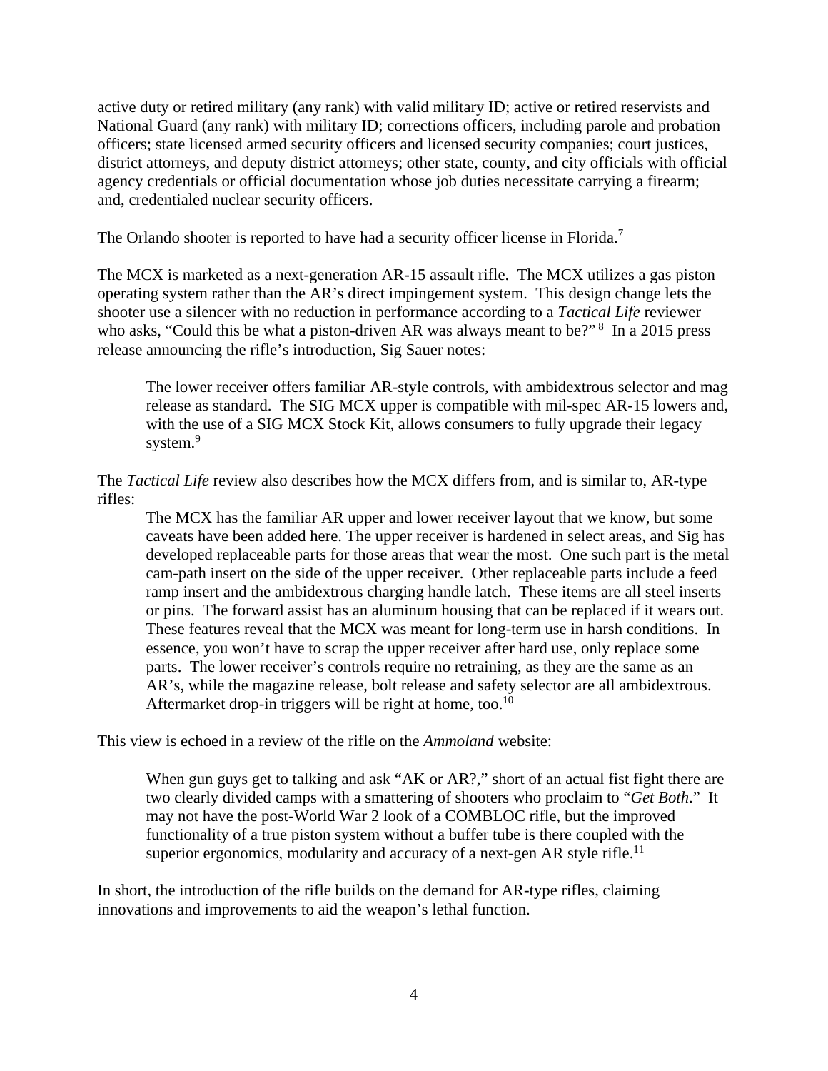active duty or retired military (any rank) with valid military ID; active or retired reservists and National Guard (any rank) with military ID; corrections officers, including parole and probation officers; state licensed armed security officers and licensed security companies; court justices, district attorneys, and deputy district attorneys; other state, county, and city officials with official agency credentials or official documentation whose job duties necessitate carrying a firearm; and, credentialed nuclear security officers.

The Orlando shooter is reported to have had a security officer license in Florida.[7]

The MCX is marketed as a next-generation AR-15 assault rifle. The MCX utilizes a gas piston operating system rather than the AR's direct impingement system. This design change lets the shooter use a silencer with no reduction in performance according to a *Tactical Life* reviewer who asks, "Could this be what a piston-driven AR was always meant to be?"[8] In a 2015 press release announcing the rifle's introduction, Sig Sauer notes:

> The lower receiver offers familiar AR-style controls, with ambidextrous selector and mag release as standard. The SIG MCX upper is compatible with mil-spec AR-15 lowers and, with the use of a SIG MCX Stock Kit, allows consumers to fully upgrade their legacy system.[9]

The *Tactical Life* review also describes how the MCX differs from, and is similar to, AR-type rifles:

> The MCX has the familiar AR upper and lower receiver layout that we know, but some caveats have been added here. The upper receiver is hardened in select areas, and Sig has developed replaceable parts for those areas that wear the most. One such part is the metal cam-path insert on the side of the upper receiver. Other replaceable parts include a feed ramp insert and the ambidextrous charging handle latch. These items are all steel inserts or pins. The forward assist has an aluminum housing that can be replaced if it wears out. These features reveal that the MCX was meant for long-term use in harsh conditions. In essence, you won't have to scrap the upper receiver after hard use, only replace some parts. The lower receiver's controls require no retraining, as they are the same as an AR's, while the magazine release, bolt release and safety selector are all ambidextrous. Aftermarket drop-in triggers will be right at home, too.[10]

This view is echoed in a review of the rifle on the *Ammoland* website:

> When gun guys get to talking and ask "AK or AR?," short of an actual fist fight there are two clearly divided camps with a smattering of shooters who proclaim to "*Get Both*." It may not have the post-World War 2 look of a COMBLOC rifle, but the improved functionality of a true piston system without a buffer tube is there coupled with the superior ergonomics, modularity and accuracy of a next-gen AR style rifle.[11]

In short, the introduction of the rifle builds on the demand for AR-type rifles, claiming innovations and improvements to aid the weapon's lethal function.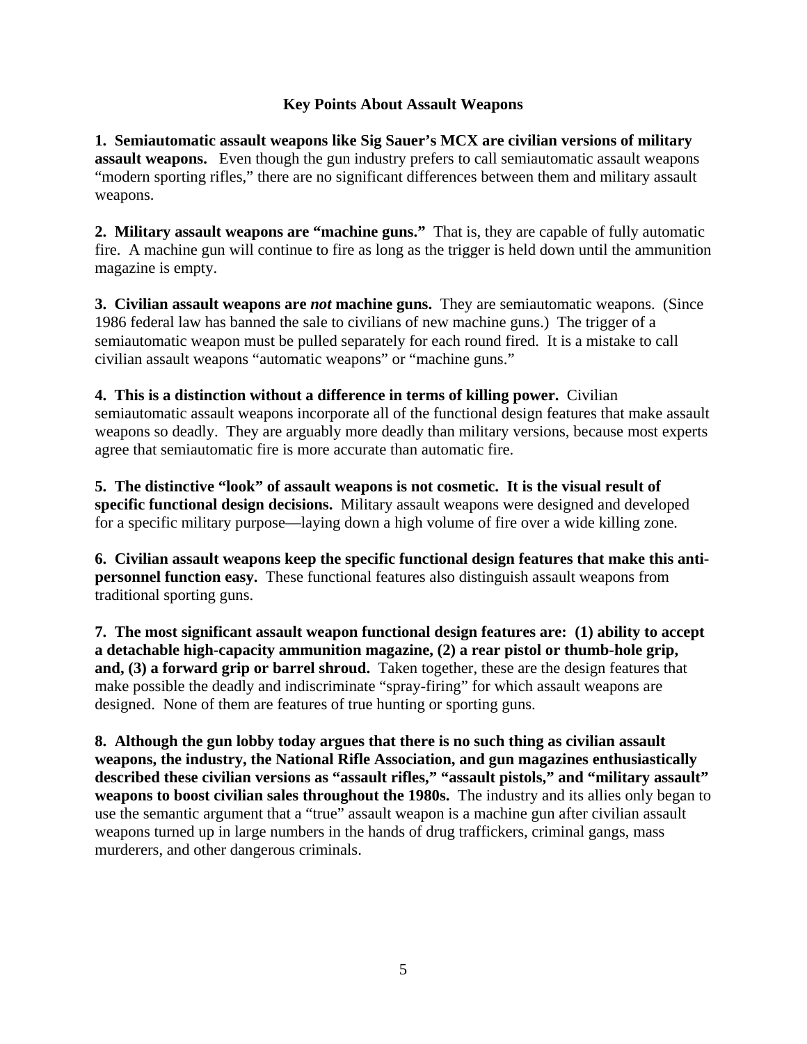## Key Points About Assault Weapons

**1. Semiautomatic assault weapons like Sig Sauer's MCX are civilian versions of military assault weapons.** Even though the gun industry prefers to call semiautomatic assault weapons "modern sporting rifles," there are no significant differences between them and military assault weapons.

**2. Military assault weapons are "machine guns."** That is, they are capable of fully automatic fire. A machine gun will continue to fire as long as the trigger is held down until the ammunition magazine is empty.

**3. Civilian assault weapons are *not* machine guns.** They are semiautomatic weapons. (Since 1986 federal law has banned the sale to civilians of new machine guns.) The trigger of a semiautomatic weapon must be pulled separately for each round fired. It is a mistake to call civilian assault weapons "automatic weapons" or "machine guns."

**4. This is a distinction without a difference in terms of killing power.** Civilian semiautomatic assault weapons incorporate all of the functional design features that make assault weapons so deadly. They are arguably more deadly than military versions, because most experts agree that semiautomatic fire is more accurate than automatic fire.

**5. The distinctive "look" of assault weapons is not cosmetic. It is the visual result of specific functional design decisions.** Military assault weapons were designed and developed for a specific military purpose—laying down a high volume of fire over a wide killing zone.

**6. Civilian assault weapons keep the specific functional design features that make this anti-personnel function easy.** These functional features also distinguish assault weapons from traditional sporting guns.

**7. The most significant assault weapon functional design features are: (1) ability to accept a detachable high-capacity ammunition magazine, (2) a rear pistol or thumb-hole grip, and, (3) a forward grip or barrel shroud.** Taken together, these are the design features that make possible the deadly and indiscriminate "spray-firing" for which assault weapons are designed. None of them are features of true hunting or sporting guns.

**8. Although the gun lobby today argues that there is no such thing as civilian assault weapons, the industry, the National Rifle Association, and gun magazines enthusiastically described these civilian versions as "assault rifles," "assault pistols," and "military assault" weapons to boost civilian sales throughout the 1980s.** The industry and its allies only began to use the semantic argument that a "true" assault weapon is a machine gun after civilian assault weapons turned up in large numbers in the hands of drug traffickers, criminal gangs, mass murderers, and other dangerous criminals.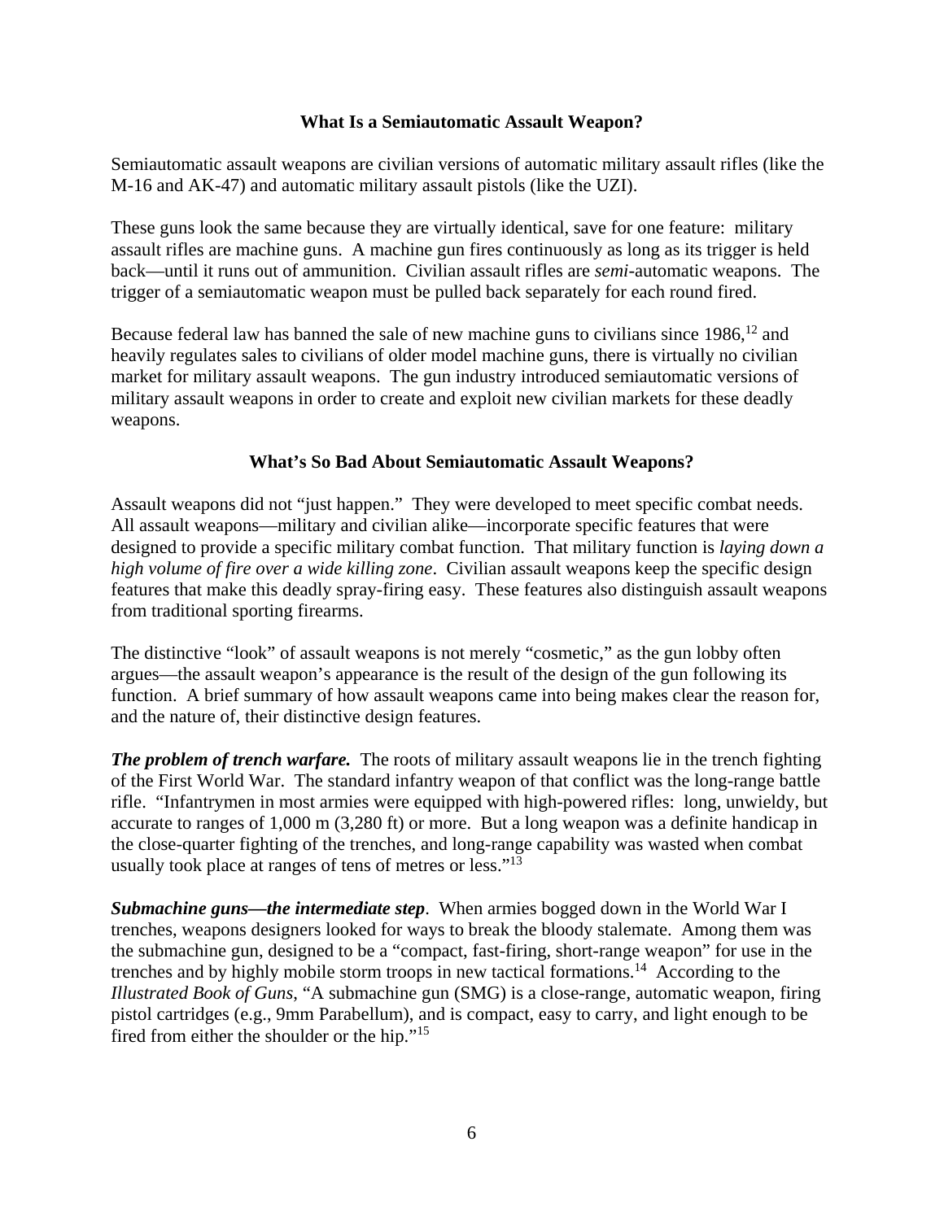## What Is a Semiautomatic Assault Weapon?

Semiautomatic assault weapons are civilian versions of automatic military assault rifles (like the M-16 and AK-47) and automatic military assault pistols (like the UZI).

These guns look the same because they are virtually identical, save for one feature: military assault rifles are machine guns. A machine gun fires continuously as long as its trigger is held back—until it runs out of ammunition. Civilian assault rifles are *semi*-automatic weapons. The trigger of a semiautomatic weapon must be pulled back separately for each round fired.

Because federal law has banned the sale of new machine guns to civilians since 1986,[12] and heavily regulates sales to civilians of older model machine guns, there is virtually no civilian market for military assault weapons. The gun industry introduced semiautomatic versions of military assault weapons in order to create and exploit new civilian markets for these deadly weapons.

## What's So Bad About Semiautomatic Assault Weapons?

Assault weapons did not "just happen." They were developed to meet specific combat needs. All assault weapons—military and civilian alike—incorporate specific features that were designed to provide a specific military combat function. That military function is *laying down a high volume of fire over a wide killing zone*. Civilian assault weapons keep the specific design features that make this deadly spray-firing easy. These features also distinguish assault weapons from traditional sporting firearms.

The distinctive "look" of assault weapons is not merely "cosmetic," as the gun lobby often argues—the assault weapon's appearance is the result of the design of the gun following its function. A brief summary of how assault weapons came into being makes clear the reason for, and the nature of, their distinctive design features.

***The problem of trench warfare.*** The roots of military assault weapons lie in the trench fighting of the First World War. The standard infantry weapon of that conflict was the long-range battle rifle. "Infantrymen in most armies were equipped with high-powered rifles: long, unwieldy, but accurate to ranges of 1,000 m (3,280 ft) or more. But a long weapon was a definite handicap in the close-quarter fighting of the trenches, and long-range capability was wasted when combat usually took place at ranges of tens of metres or less."[13]

***Submachine guns—the intermediate step***. When armies bogged down in the World War I trenches, weapons designers looked for ways to break the bloody stalemate. Among them was the submachine gun, designed to be a "compact, fast-firing, short-range weapon" for use in the trenches and by highly mobile storm troops in new tactical formations.[14] According to the *Illustrated Book of Guns*, "A submachine gun (SMG) is a close-range, automatic weapon, firing pistol cartridges (e.g., 9mm Parabellum), and is compact, easy to carry, and light enough to be fired from either the shoulder or the hip."[15]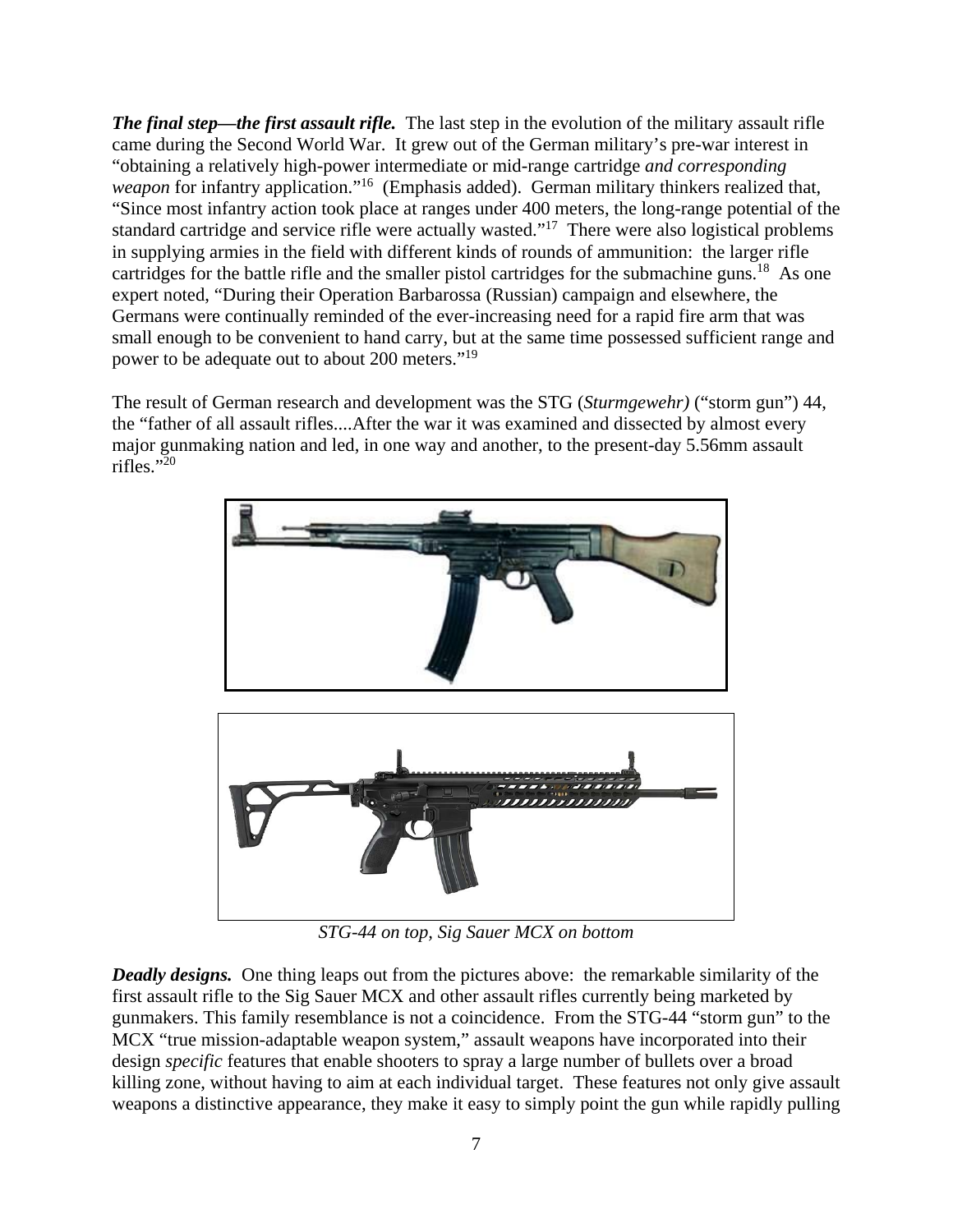***The final step—the first assault rifle.*** The last step in the evolution of the military assault rifle came during the Second World War. It grew out of the German military's pre-war interest in "obtaining a relatively high-power intermediate or mid-range cartridge *and corresponding weapon* for infantry application."[16] (Emphasis added). German military thinkers realized that, "Since most infantry action took place at ranges under 400 meters, the long-range potential of the standard cartridge and service rifle were actually wasted."[17] There were also logistical problems in supplying armies in the field with different kinds of rounds of ammunition: the larger rifle cartridges for the battle rifle and the smaller pistol cartridges for the submachine guns.[18] As one expert noted, "During their Operation Barbarossa (Russian) campaign and elsewhere, the Germans were continually reminded of the ever-increasing need for a rapid fire arm that was small enough to be convenient to hand carry, but at the same time possessed sufficient range and power to be adequate out to about 200 meters."[19]

The result of German research and development was the STG (*Sturmgewehr)* ("storm gun") 44, the "father of all assault rifles....After the war it was examined and dissected by almost every major gunmaking nation and led, in one way and another, to the present-day 5.56mm assault rifles."[20]

*STG-44 on top, Sig Sauer MCX on bottom*

***Deadly designs.*** One thing leaps out from the pictures above: the remarkable similarity of the first assault rifle to the Sig Sauer MCX and other assault rifles currently being marketed by gunmakers. This family resemblance is not a coincidence. From the STG-44 "storm gun" to the MCX "true mission-adaptable weapon system," assault weapons have incorporated into their design *specific* features that enable shooters to spray a large number of bullets over a broad killing zone, without having to aim at each individual target. These features not only give assault weapons a distinctive appearance, they make it easy to simply point the gun while rapidly pulling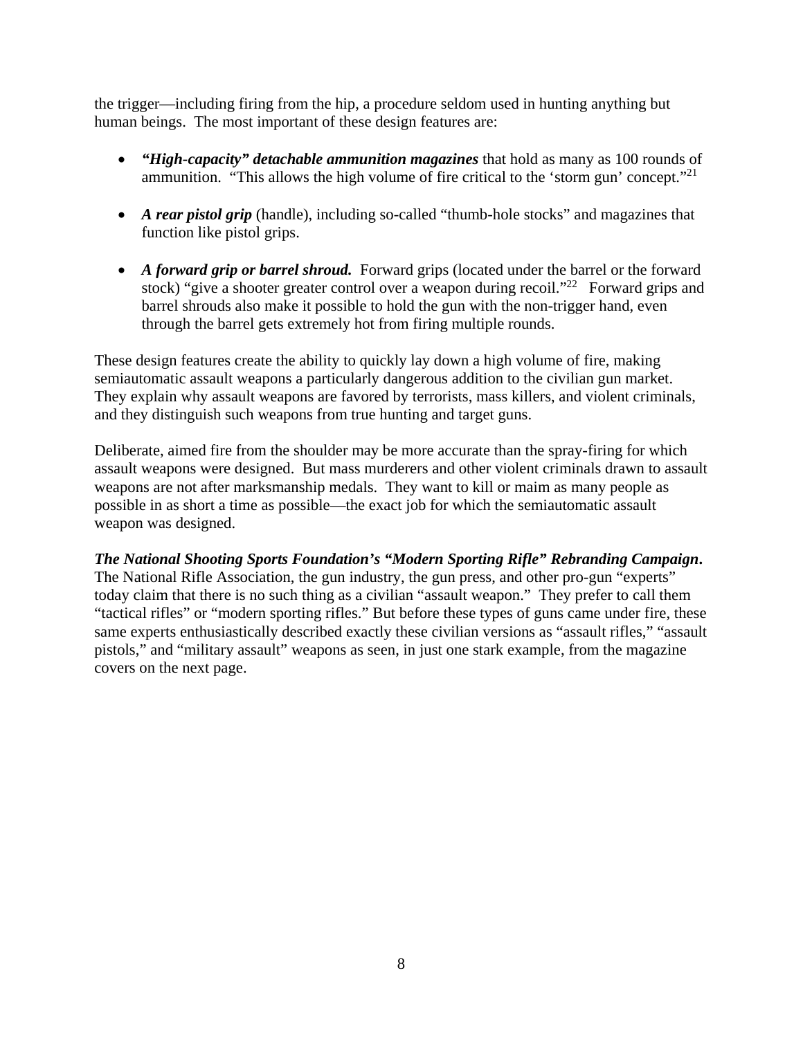the trigger—including firing from the hip, a procedure seldom used in hunting anything but human beings. The most important of these design features are:

- ***"High-capacity" detachable ammunition magazines*** that hold as many as 100 rounds of ammunition. "This allows the high volume of fire critical to the 'storm gun' concept."[21]

- ***A rear pistol grip*** (handle), including so-called "thumb-hole stocks" and magazines that function like pistol grips.

- ***A forward grip or barrel shroud.*** Forward grips (located under the barrel or the forward stock) "give a shooter greater control over a weapon during recoil."[22] Forward grips and barrel shrouds also make it possible to hold the gun with the non-trigger hand, even through the barrel gets extremely hot from firing multiple rounds.

These design features create the ability to quickly lay down a high volume of fire, making semiautomatic assault weapons a particularly dangerous addition to the civilian gun market. They explain why assault weapons are favored by terrorists, mass killers, and violent criminals, and they distinguish such weapons from true hunting and target guns.

Deliberate, aimed fire from the shoulder may be more accurate than the spray-firing for which assault weapons were designed. But mass murderers and other violent criminals drawn to assault weapons are not after marksmanship medals. They want to kill or maim as many people as possible in as short a time as possible—the exact job for which the semiautomatic assault weapon was designed.

***The National Shooting Sports Foundation's "Modern Sporting Rifle" Rebranding Campaign.*** The National Rifle Association, the gun industry, the gun press, and other pro-gun "experts" today claim that there is no such thing as a civilian "assault weapon." They prefer to call them "tactical rifles" or "modern sporting rifles." But before these types of guns came under fire, these same experts enthusiastically described exactly these civilian versions as "assault rifles," "assault pistols," and "military assault" weapons as seen, in just one stark example, from the magazine covers on the next page.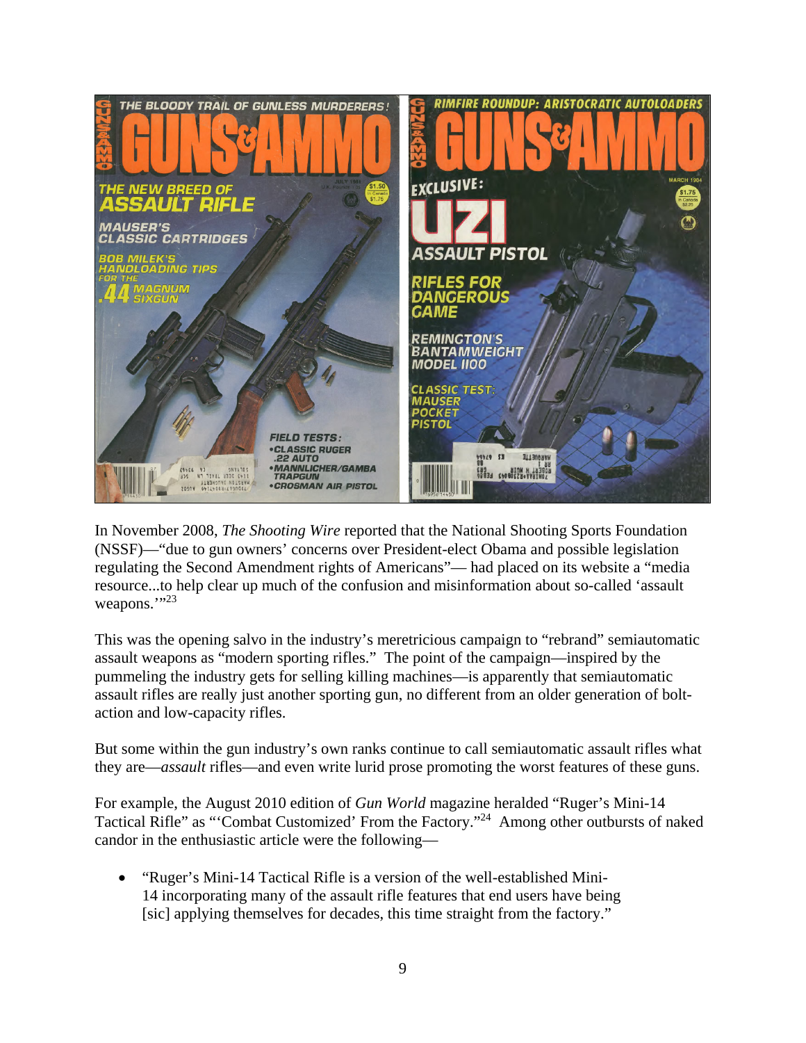In November 2008, *The Shooting Wire* reported that the National Shooting Sports Foundation (NSSF)—"due to gun owners' concerns over President-elect Obama and possible legislation regulating the Second Amendment rights of Americans"— had placed on its website a "media resource...to help clear up much of the confusion and misinformation about so-called 'assault weapons.'"[23]

This was the opening salvo in the industry's meretricious campaign to "rebrand" semiautomatic assault weapons as "modern sporting rifles." The point of the campaign—inspired by the pummeling the industry gets for selling killing machines—is apparently that semiautomatic assault rifles are really just another sporting gun, no different from an older generation of bolt-action and low-capacity rifles.

But some within the gun industry's own ranks continue to call semiautomatic assault rifles what they are—*assault* rifles—and even write lurid prose promoting the worst features of these guns.

For example, the August 2010 edition of *Gun World* magazine heralded "Ruger's Mini-14 Tactical Rifle" as "'Combat Customized' From the Factory."[24] Among other outbursts of naked candor in the enthusiastic article were the following—

- "Ruger's Mini-14 Tactical Rifle is a version of the well-established Mini-14 incorporating many of the assault rifle features that end users have being [sic] applying themselves for decades, this time straight from the factory."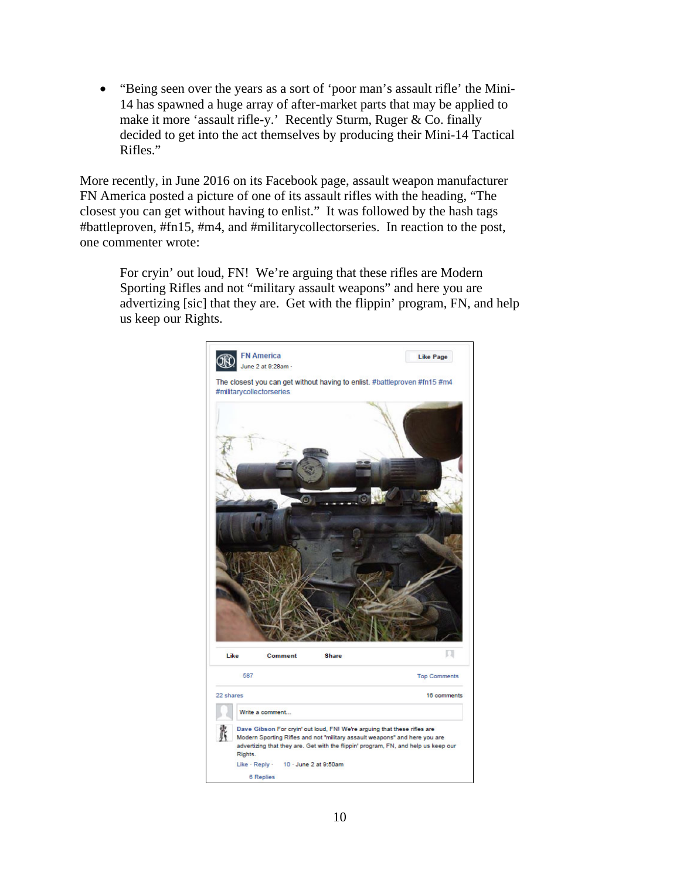- "Being seen over the years as a sort of 'poor man's assault rifle' the Mini-14 has spawned a huge array of after-market parts that may be applied to make it more 'assault rifle-y.' Recently Sturm, Ruger & Co. finally decided to get into the act themselves by producing their Mini-14 Tactical Rifles."

More recently, in June 2016 on its Facebook page, assault weapon manufacturer FN America posted a picture of one of its assault rifles with the heading, "The closest you can get without having to enlist." It was followed by the hash tags #battleproven, #fn15, #m4, and #militarycollectorseries. In reaction to the post, one commenter wrote:

> For cryin' out loud, FN! We're arguing that these rifles are Modern Sporting Rifles and not "military assault weapons" and here you are advertizing [sic] that they are. Get with the flippin' program, FN, and help us keep our Rights.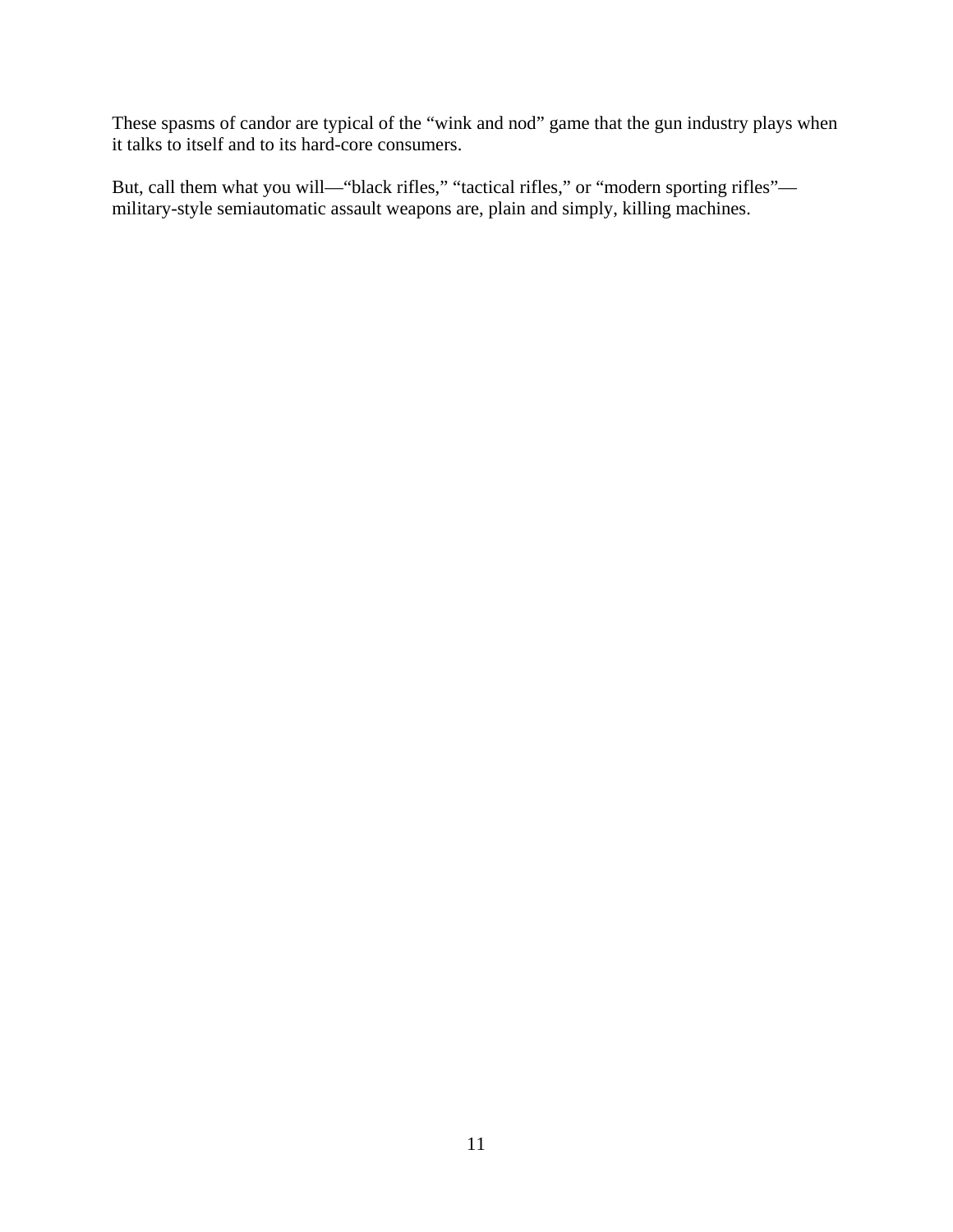These spasms of candor are typical of the “wink and nod” game that the gun industry plays when it talks to itself and to its hard-core consumers.

But, call them what you will—“black rifles,” “tactical rifles,” or “modern sporting rifles”—military-style semiautomatic assault weapons are, plain and simply, killing machines.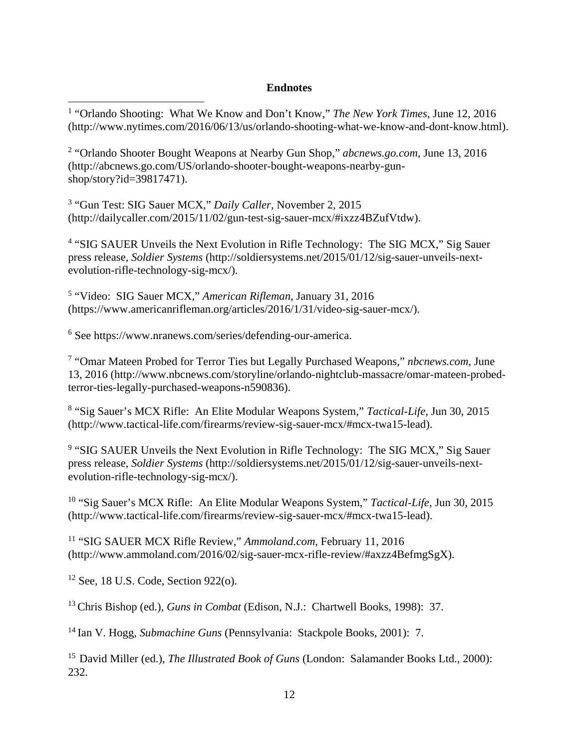**Endnotes**

[1] "Orlando Shooting: What We Know and Don't Know," *The New York Times*, June 12, 2016 (http://www.nytimes.com/2016/06/13/us/orlando-shooting-what-we-know-and-dont-know.html).

[2] "Orlando Shooter Bought Weapons at Nearby Gun Shop," *abcnews.go.com*, June 13, 2016 (http://abcnews.go.com/US/orlando-shooter-bought-weapons-nearby-gun-shop/story?id=39817471).

[3] "Gun Test: SIG Sauer MCX," *Daily Caller*, November 2, 2015 (http://dailycaller.com/2015/11/02/gun-test-sig-sauer-mcx/#ixzz4BZufVtdw).

[4] "SIG SAUER Unveils the Next Evolution in Rifle Technology: The SIG MCX," Sig Sauer press release, *Soldier Systems* (http://soldiersystems.net/2015/01/12/sig-sauer-unveils-next-evolution-rifle-technology-sig-mcx/).

[5] "Video: SIG Sauer MCX," *American Rifleman*, January 31, 2016 (https://www.americanrifleman.org/articles/2016/1/31/video-sig-sauer-mcx/).

[6] See https://www.nranews.com/series/defending-our-america.

[7] "Omar Mateen Probed for Terror Ties but Legally Purchased Weapons," *nbcnews.com*, June 13, 2016 (http://www.nbcnews.com/storyline/orlando-nightclub-massacre/omar-mateen-probed-terror-ties-legally-purchased-weapons-n590836).

[8] "Sig Sauer's MCX Rifle: An Elite Modular Weapons System," *Tactical-Life*, Jun 30, 2015 (http://www.tactical-life.com/firearms/review-sig-sauer-mcx/#mcx-twa15-lead).

[9] "SIG SAUER Unveils the Next Evolution in Rifle Technology: The SIG MCX," Sig Sauer press release, *Soldier Systems* (http://soldiersystems.net/2015/01/12/sig-sauer-unveils-next-evolution-rifle-technology-sig-mcx/).

[10] "Sig Sauer's MCX Rifle: An Elite Modular Weapons System," *Tactical-Life*, Jun 30, 2015 (http://www.tactical-life.com/firearms/review-sig-sauer-mcx/#mcx-twa15-lead).

[11] "SIG SAUER MCX Rifle Review," *Ammoland.com*, February 11, 2016 (http://www.ammoland.com/2016/02/sig-sauer-mcx-rifle-review/#axzz4BefmgSgX).

[12] See, 18 U.S. Code, Section 922(o).

[13] Chris Bishop (ed.), *Guns in Combat* (Edison, N.J.: Chartwell Books, 1998): 37.

[14] Ian V. Hogg, *Submachine Guns* (Pennsylvania: Stackpole Books, 2001): 7.

[15] David Miller (ed.), *The Illustrated Book of Guns* (London: Salamander Books Ltd., 2000): 232.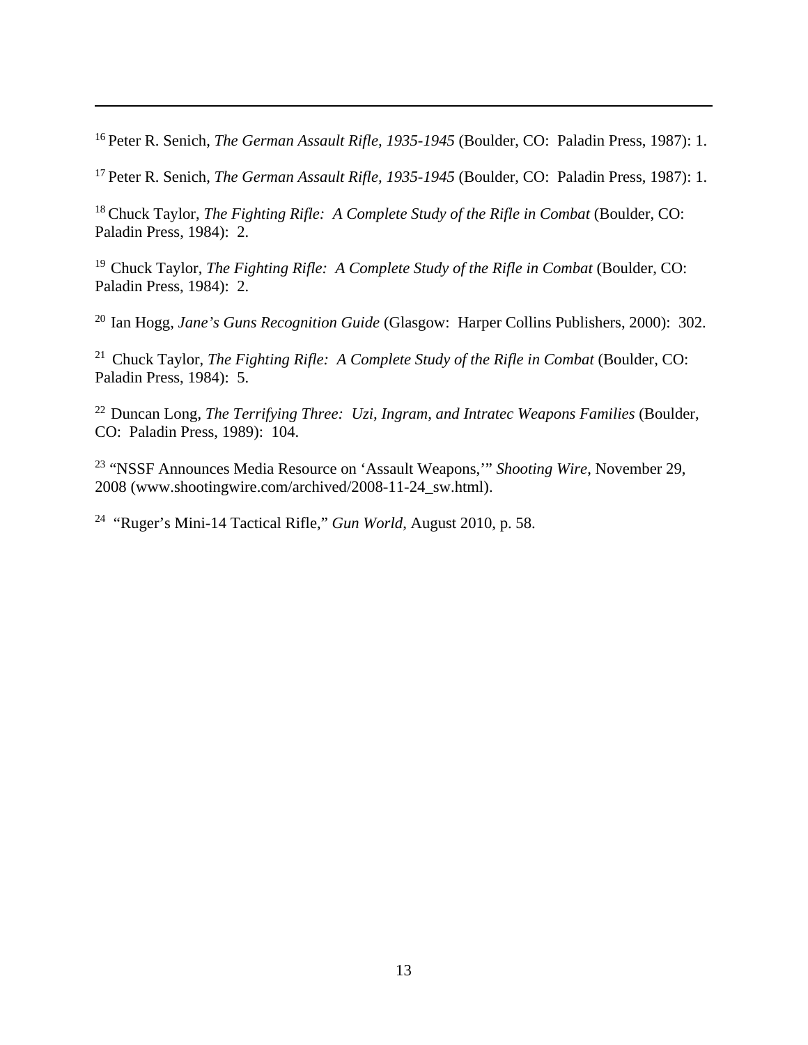[16] Peter R. Senich, *The German Assault Rifle, 1935-1945* (Boulder, CO:  Paladin Press, 1987): 1.

[17] Peter R. Senich, *The German Assault Rifle, 1935-1945* (Boulder, CO:  Paladin Press, 1987): 1.

[18] Chuck Taylor, *The Fighting Rifle:  A Complete Study of the Rifle in Combat* (Boulder, CO:  Paladin Press, 1984):  2.

[19] Chuck Taylor, *The Fighting Rifle:  A Complete Study of the Rifle in Combat* (Boulder, CO:  Paladin Press, 1984):  2.

[20] Ian Hogg, *Jane's Guns Recognition Guide* (Glasgow:  Harper Collins Publishers, 2000):  302.

[21] Chuck Taylor, *The Fighting Rifle:  A Complete Study of the Rifle in Combat* (Boulder, CO:  Paladin Press, 1984):  5.

[22] Duncan Long, *The Terrifying Three:  Uzi, Ingram, and Intratec Weapons Families* (Boulder, CO:  Paladin Press, 1989):  104.

[23] "NSSF Announces Media Resource on 'Assault Weapons,'" *Shooting Wire*, November 29, 2008 (www.shootingwire.com/archived/2008-11-24_sw.html).

[24] "Ruger's Mini-14 Tactical Rifle," *Gun World*, August 2010, p. 58.